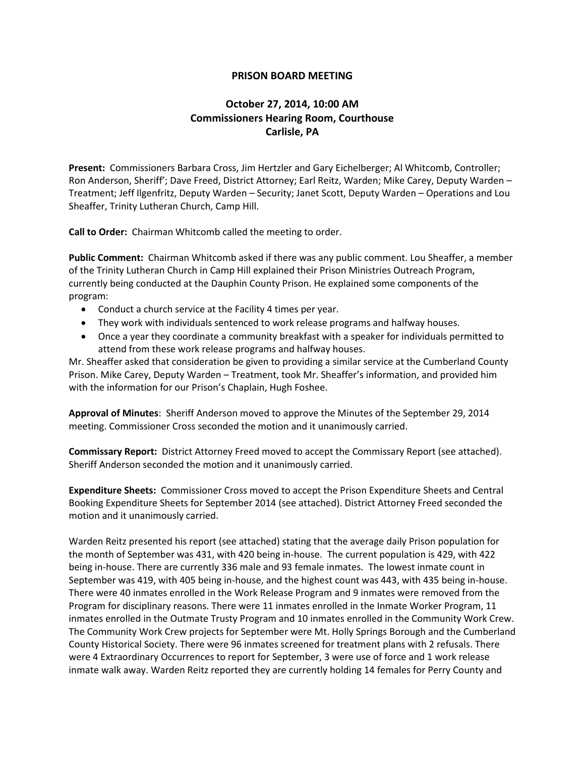# PRISON BOARD MEETING

## October 27, 2014, 10:00 AM
## Commissioners Hearing Room, Courthouse
## Carlisle, PA

**Present:** Commissioners Barbara Cross, Jim Hertzler and Gary Eichelberger; Al Whitcomb, Controller; Ron Anderson, Sheriff'; Dave Freed, District Attorney; Earl Reitz, Warden; Mike Carey, Deputy Warden – Treatment; Jeff Ilgenfritz, Deputy Warden – Security; Janet Scott, Deputy Warden – Operations and Lou Sheaffer, Trinity Lutheran Church, Camp Hill.

**Call to Order:** Chairman Whitcomb called the meeting to order.

**Public Comment:** Chairman Whitcomb asked if there was any public comment. Lou Sheaffer, a member of the Trinity Lutheran Church in Camp Hill explained their Prison Ministries Outreach Program, currently being conducted at the Dauphin County Prison. He explained some components of the program:

- Conduct a church service at the Facility 4 times per year.
- They work with individuals sentenced to work release programs and halfway houses.
- Once a year they coordinate a community breakfast with a speaker for individuals permitted to attend from these work release programs and halfway houses.

Mr. Sheaffer asked that consideration be given to providing a similar service at the Cumberland County Prison. Mike Carey, Deputy Warden – Treatment, took Mr. Sheaffer's information, and provided him with the information for our Prison's Chaplain, Hugh Foshee.

**Approval of Minutes**: Sheriff Anderson moved to approve the Minutes of the September 29, 2014 meeting. Commissioner Cross seconded the motion and it unanimously carried.

**Commissary Report:** District Attorney Freed moved to accept the Commissary Report (see attached). Sheriff Anderson seconded the motion and it unanimously carried.

**Expenditure Sheets:** Commissioner Cross moved to accept the Prison Expenditure Sheets and Central Booking Expenditure Sheets for September 2014 (see attached). District Attorney Freed seconded the motion and it unanimously carried.

Warden Reitz presented his report (see attached) stating that the average daily Prison population for the month of September was 431, with 420 being in-house. The current population is 429, with 422 being in-house. There are currently 336 male and 93 female inmates. The lowest inmate count in September was 419, with 405 being in-house, and the highest count was 443, with 435 being in-house. There were 40 inmates enrolled in the Work Release Program and 9 inmates were removed from the Program for disciplinary reasons. There were 11 inmates enrolled in the Inmate Worker Program, 11 inmates enrolled in the Outmate Trusty Program and 10 inmates enrolled in the Community Work Crew. The Community Work Crew projects for September were Mt. Holly Springs Borough and the Cumberland County Historical Society. There were 96 inmates screened for treatment plans with 2 refusals. There were 4 Extraordinary Occurrences to report for September, 3 were use of force and 1 work release inmate walk away. Warden Reitz reported they are currently holding 14 females for Perry County and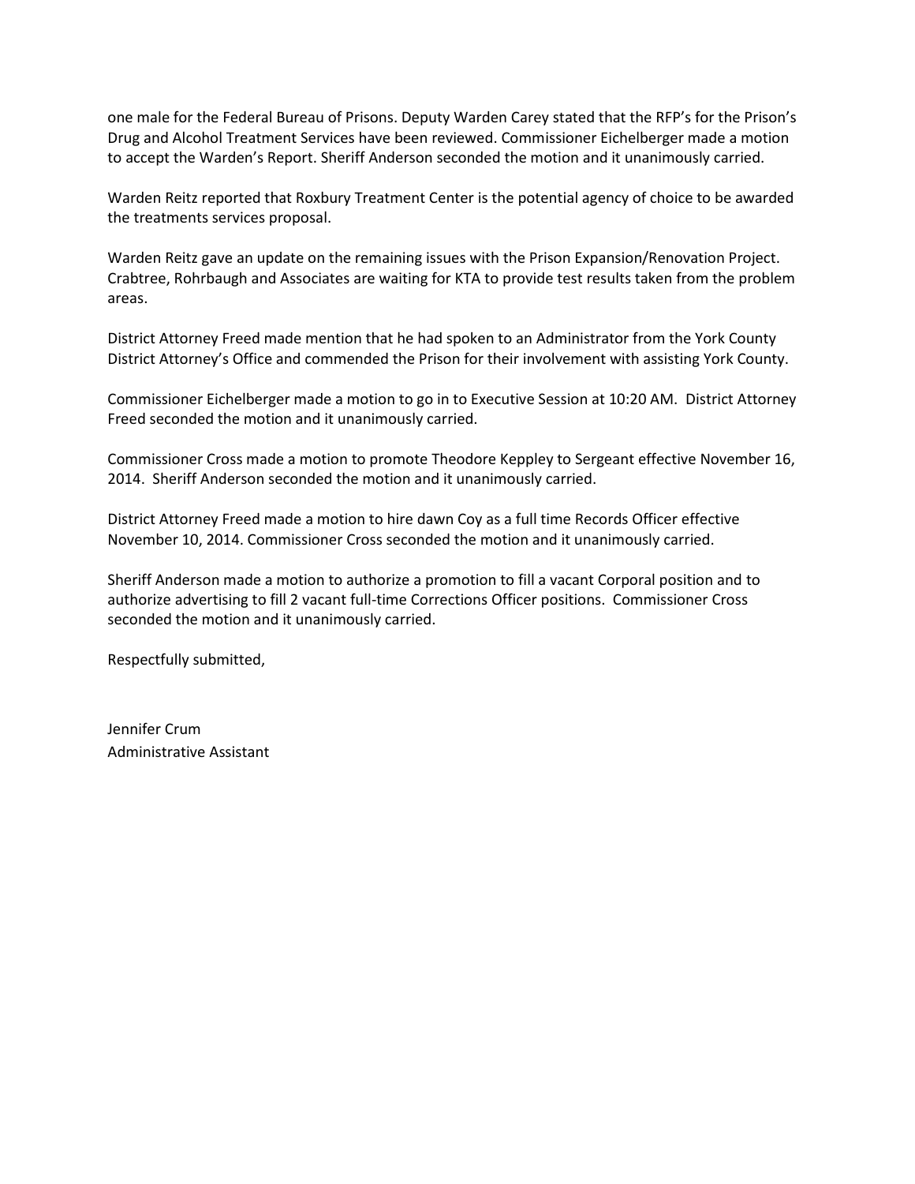one male for the Federal Bureau of Prisons. Deputy Warden Carey stated that the RFP's for the Prison's Drug and Alcohol Treatment Services have been reviewed. Commissioner Eichelberger made a motion to accept the Warden's Report. Sheriff Anderson seconded the motion and it unanimously carried.

Warden Reitz reported that Roxbury Treatment Center is the potential agency of choice to be awarded the treatments services proposal.

Warden Reitz gave an update on the remaining issues with the Prison Expansion/Renovation Project. Crabtree, Rohrbaugh and Associates are waiting for KTA to provide test results taken from the problem areas.

District Attorney Freed made mention that he had spoken to an Administrator from the York County District Attorney's Office and commended the Prison for their involvement with assisting York County.

Commissioner Eichelberger made a motion to go in to Executive Session at 10:20 AM. District Attorney Freed seconded the motion and it unanimously carried.

Commissioner Cross made a motion to promote Theodore Keppley to Sergeant effective November 16, 2014. Sheriff Anderson seconded the motion and it unanimously carried.

District Attorney Freed made a motion to hire dawn Coy as a full time Records Officer effective November 10, 2014. Commissioner Cross seconded the motion and it unanimously carried.

Sheriff Anderson made a motion to authorize a promotion to fill a vacant Corporal position and to authorize advertising to fill 2 vacant full-time Corrections Officer positions. Commissioner Cross seconded the motion and it unanimously carried.

Respectfully submitted,

Jennifer Crum
Administrative Assistant